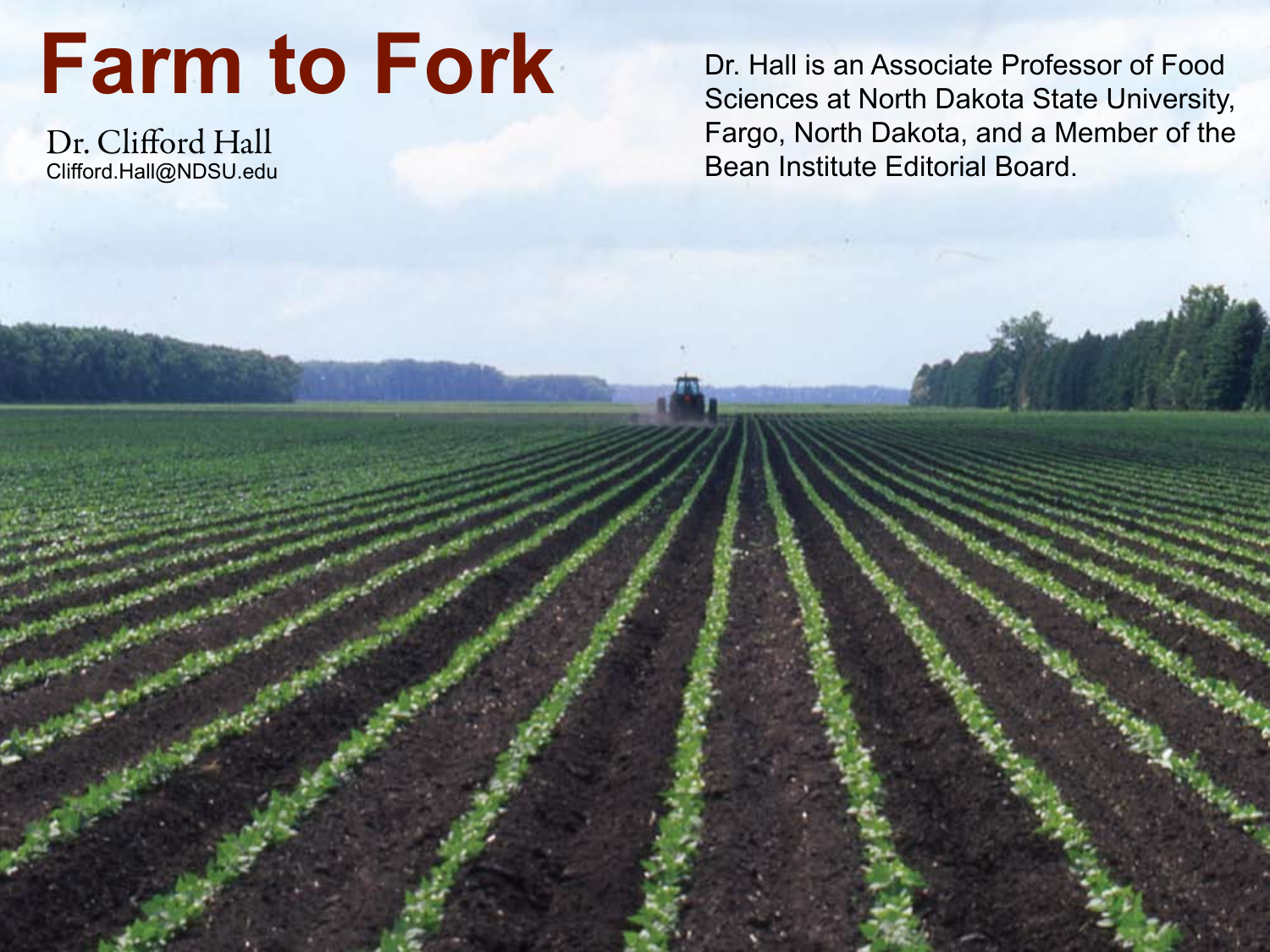# Farm to Fork

Dr. Clifford Hall
Clifford.Hall@NDSU.edu

Dr. Hall is an Associate Professor of Food Sciences at North Dakota State University, Fargo, North Dakota, and a Member of the Bean Institute Editorial Board.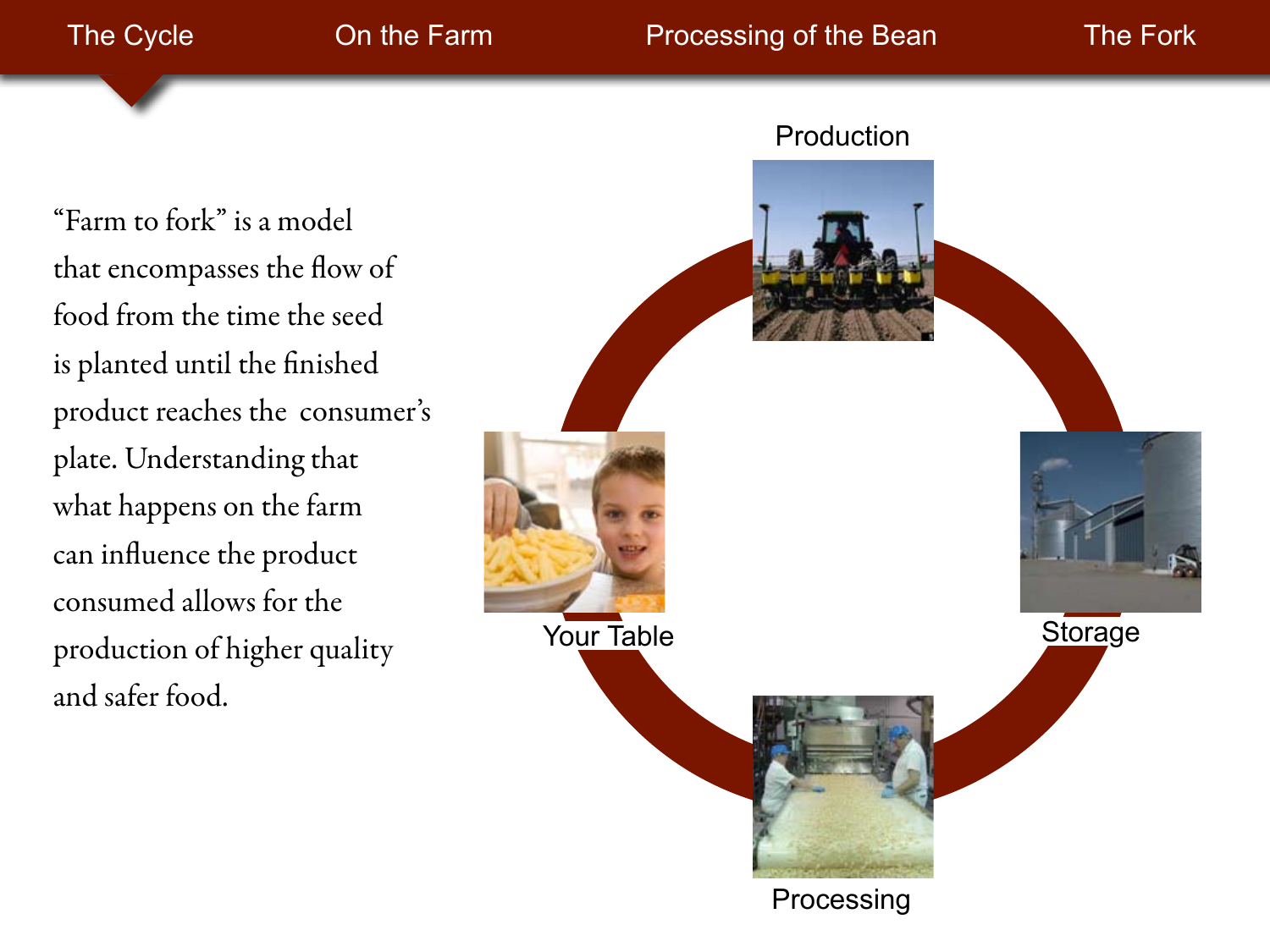The Cycle | On the Farm | Processing of the Bean | The Fork

"Farm to fork" is a model that encompasses the flow of food from the time the seed is planted until the finished product reaches the consumer's plate. Understanding that what happens on the farm can influence the product consumed allows for the production of higher quality and safer food.

Production

Storage

Processing

Your Table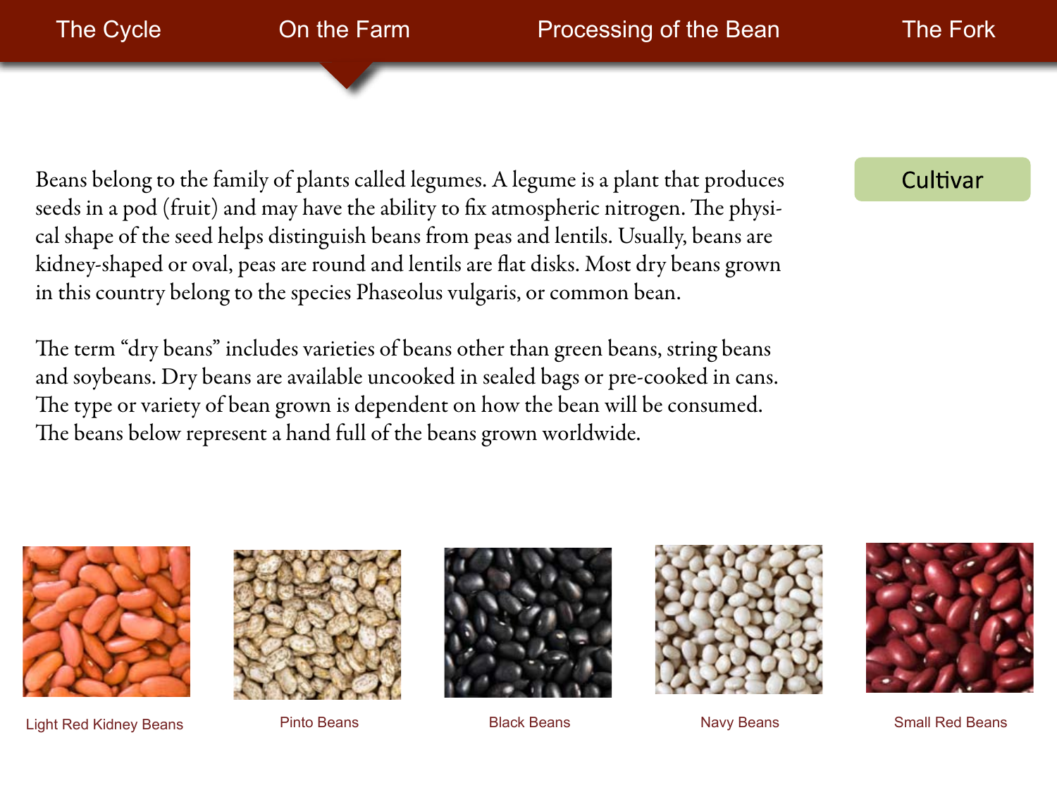The Cycle | On the Farm | Processing of the Bean | The Fork

Cultivar

Beans belong to the family of plants called legumes. A legume is a plant that produces seeds in a pod (fruit) and may have the ability to fix atmospheric nitrogen. The physical shape of the seed helps distinguish beans from peas and lentils. Usually, beans are kidney-shaped or oval, peas are round and lentils are flat disks. Most dry beans grown in this country belong to the species Phaseolus vulgaris, or common bean.

The term "dry beans" includes varieties of beans other than green beans, string beans and soybeans. Dry beans are available uncooked in sealed bags or pre-cooked in cans. The type or variety of bean grown is dependent on how the bean will be consumed. The beans below represent a hand full of the beans grown worldwide.

Light Red Kidney Beans

Pinto Beans

Black Beans

Navy Beans

Small Red Beans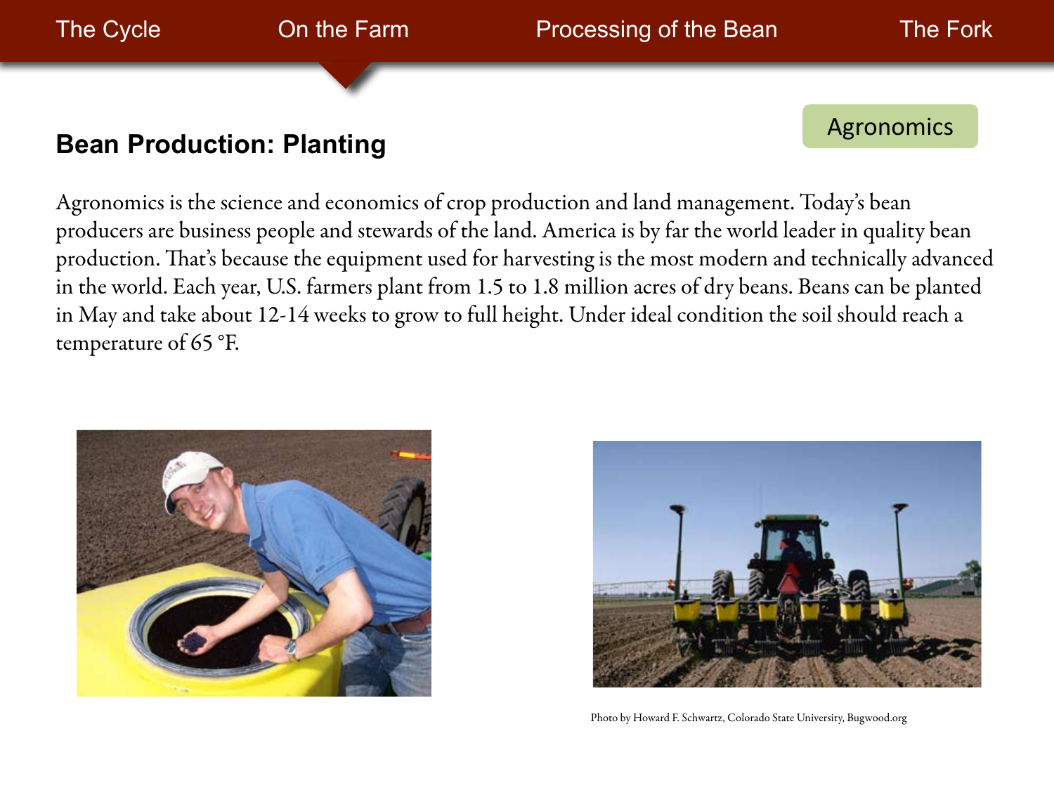The Cycle | On the Farm | Processing of the Bean | The Fork

## Bean Production: Planting

Agronomics

Agronomics is the science and economics of crop production and land management. Today's bean producers are business people and stewards of the land. America is by far the world leader in quality bean production. That's because the equipment used for harvesting is the most modern and technically advanced in the world. Each year, U.S. farmers plant from 1.5 to 1.8 million acres of dry beans. Beans can be planted in May and take about 12-14 weeks to grow to full height. Under ideal condition the soil should reach a temperature of 65 °F.

Photo by Howard F. Schwartz, Colorado State University, Bugwood.org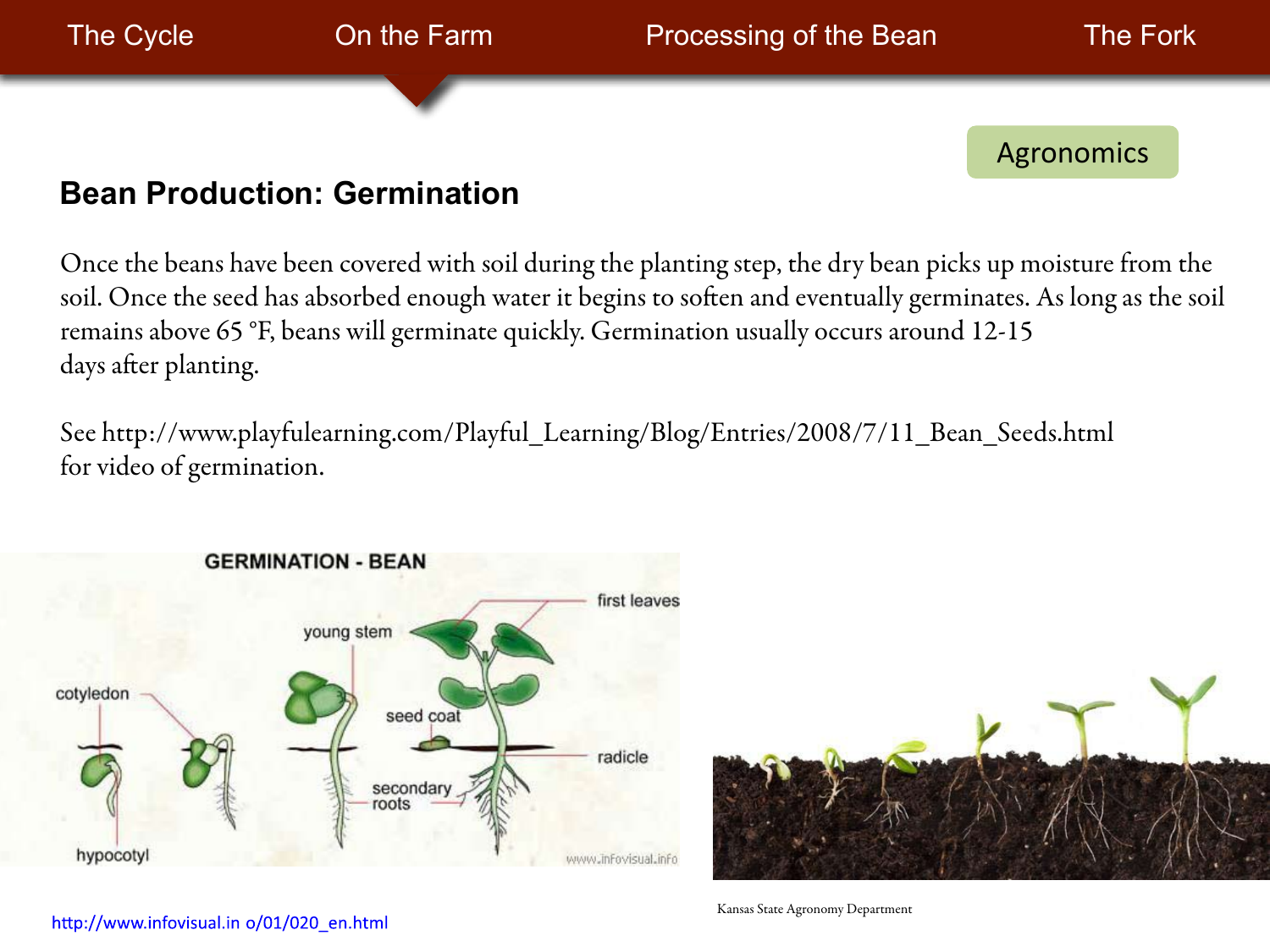The Cycle | On the Farm | Processing of the Bean | The Fork

Agronomics

## Bean Production: Germination

Once the beans have been covered with soil during the planting step, the dry bean picks up moisture from the soil. Once the seed has absorbed enough water it begins to soften and eventually germinates. As long as the soil remains above 65 °F, beans will germinate quickly. Germination usually occurs around 12-15 days after planting.

See http://www.playfulearning.com/Playful_Learning/Blog/Entries/2008/7/11_Bean_Seeds.html for video of germination.

http://www.infovisual.in o/01/020_en.html

Kansas State Agronomy Department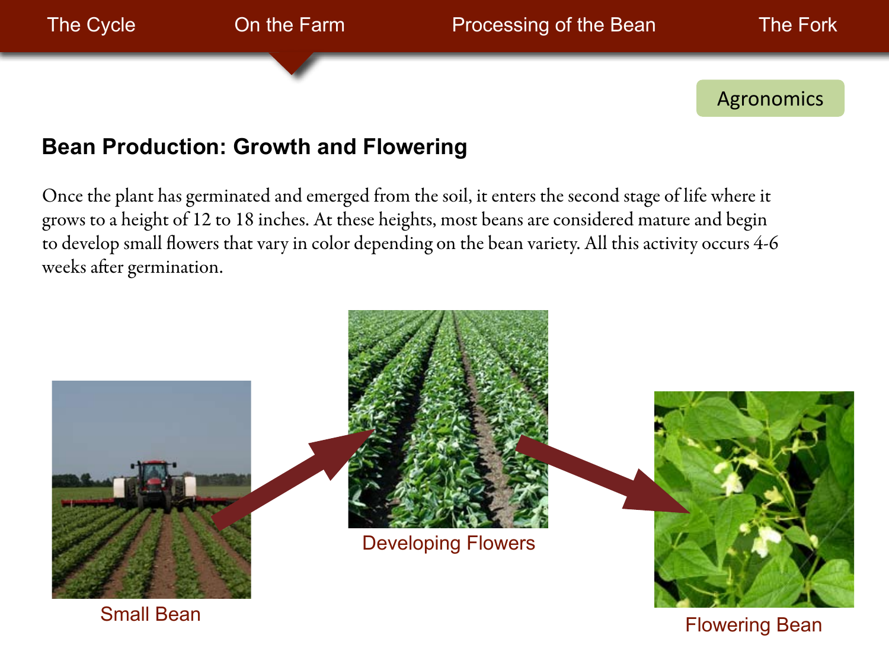The Cycle | On the Farm | Processing of the Bean | The Fork

Agronomics

## Bean Production: Growth and Flowering

Once the plant has germinated and emerged from the soil, it enters the second stage of life where it grows to a height of 12 to 18 inches. At these heights, most beans are considered mature and begin to develop small flowers that vary in color depending on the bean variety. All this activity occurs 4-6 weeks after germination.

Small Bean

Developing Flowers

Flowering Bean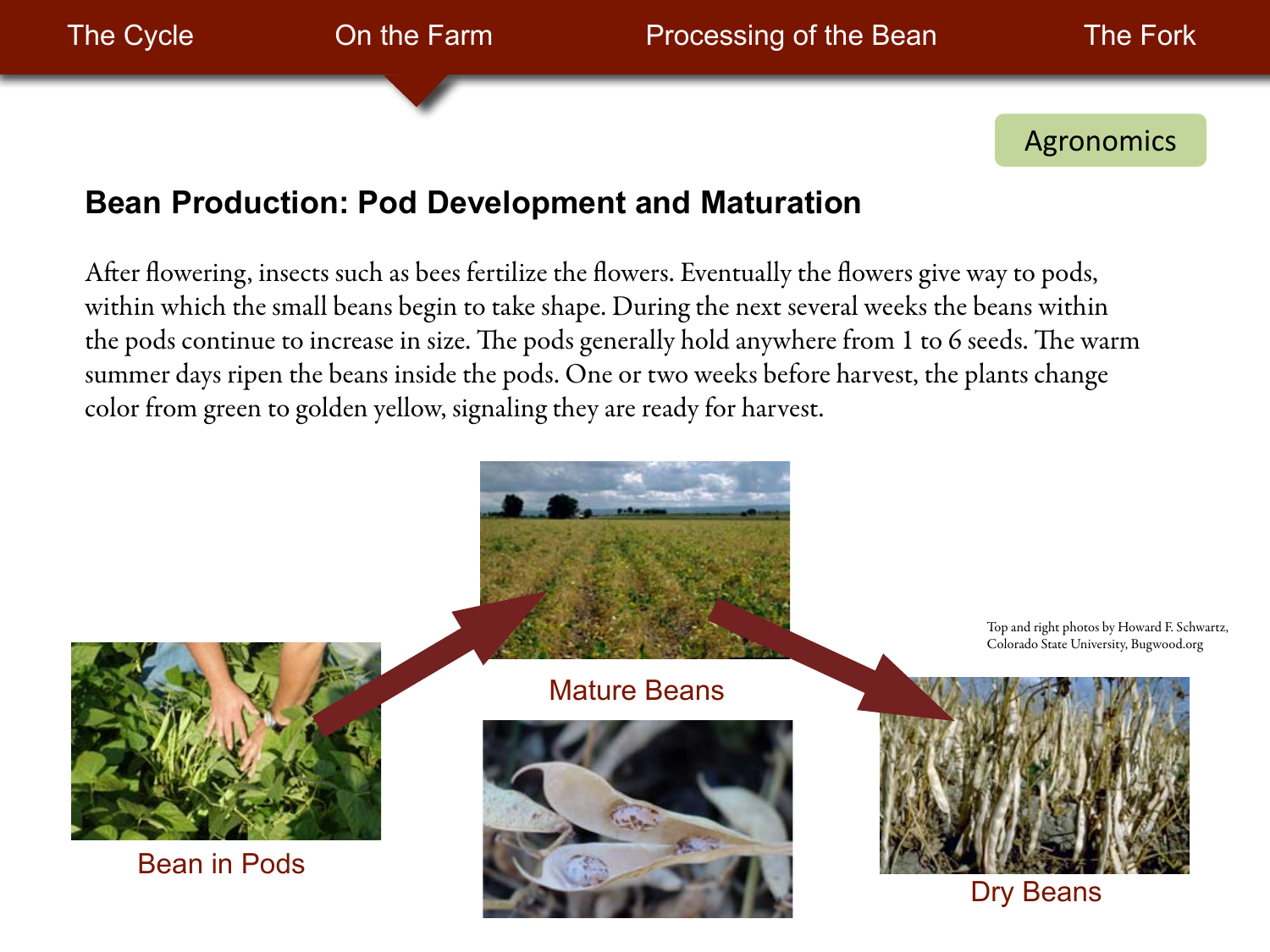The Cycle | On the Farm | Processing of the Bean | The Fork

Agronomics

## Bean Production: Pod Development and Maturation

After flowering, insects such as bees fertilize the flowers. Eventually the flowers give way to pods, within which the small beans begin to take shape. During the next several weeks the beans within the pods continue to increase in size. The pods generally hold anywhere from 1 to 6 seeds. The warm summer days ripen the beans inside the pods. One or two weeks before harvest, the plants change color from green to golden yellow, signaling they are ready for harvest.

Bean in Pods

Mature Beans

Dry Beans

Top and right photos by Howard F. Schwartz, Colorado State University, Bugwood.org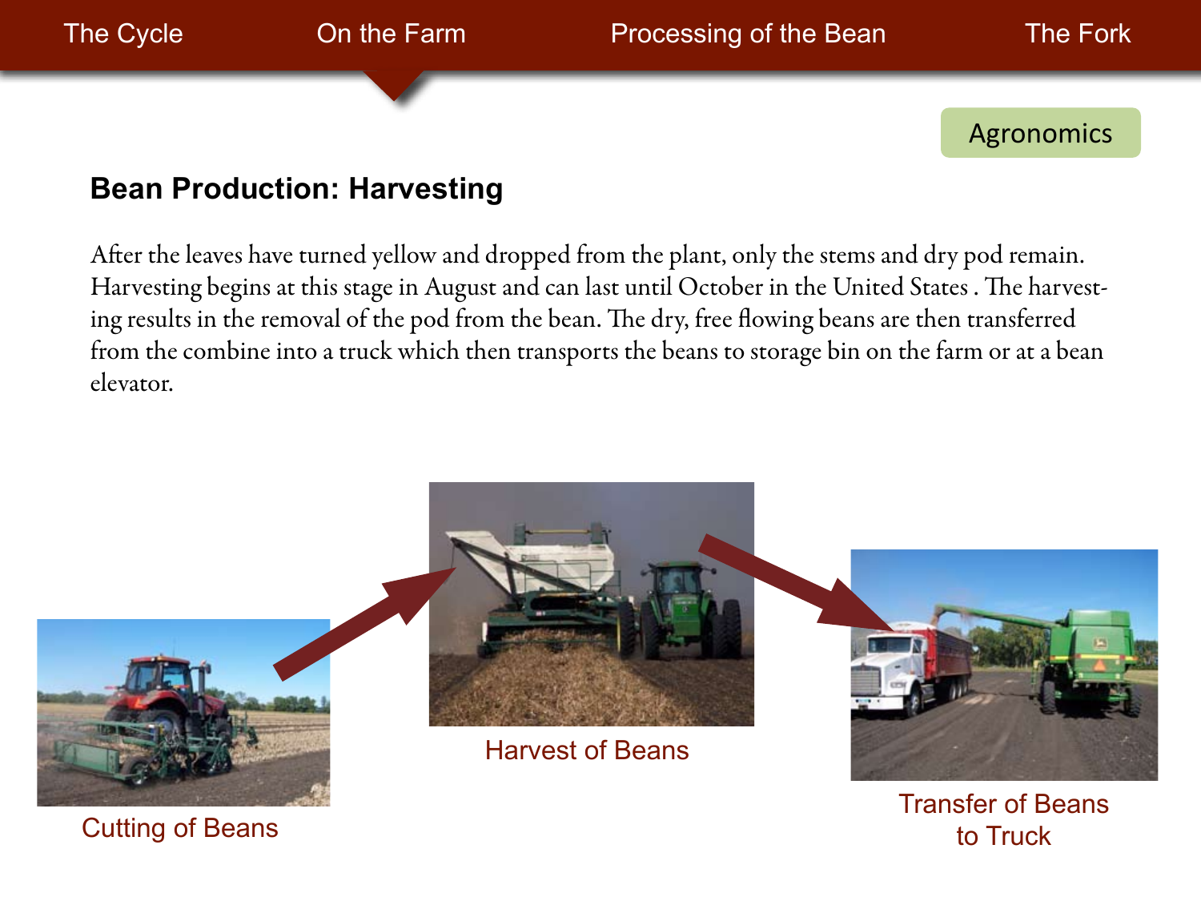The Cycle | On the Farm | Processing of the Bean | The Fork

Agronomics

## Bean Production: Harvesting

After the leaves have turned yellow and dropped from the plant, only the stems and dry pod remain. Harvesting begins at this stage in August and can last until October in the United States . The harvesting results in the removal of the pod from the bean. The dry, free flowing beans are then transferred from the combine into a truck which then transports the beans to storage bin on the farm or at a bean elevator.

Cutting of Beans

Harvest of Beans

Transfer of Beans to Truck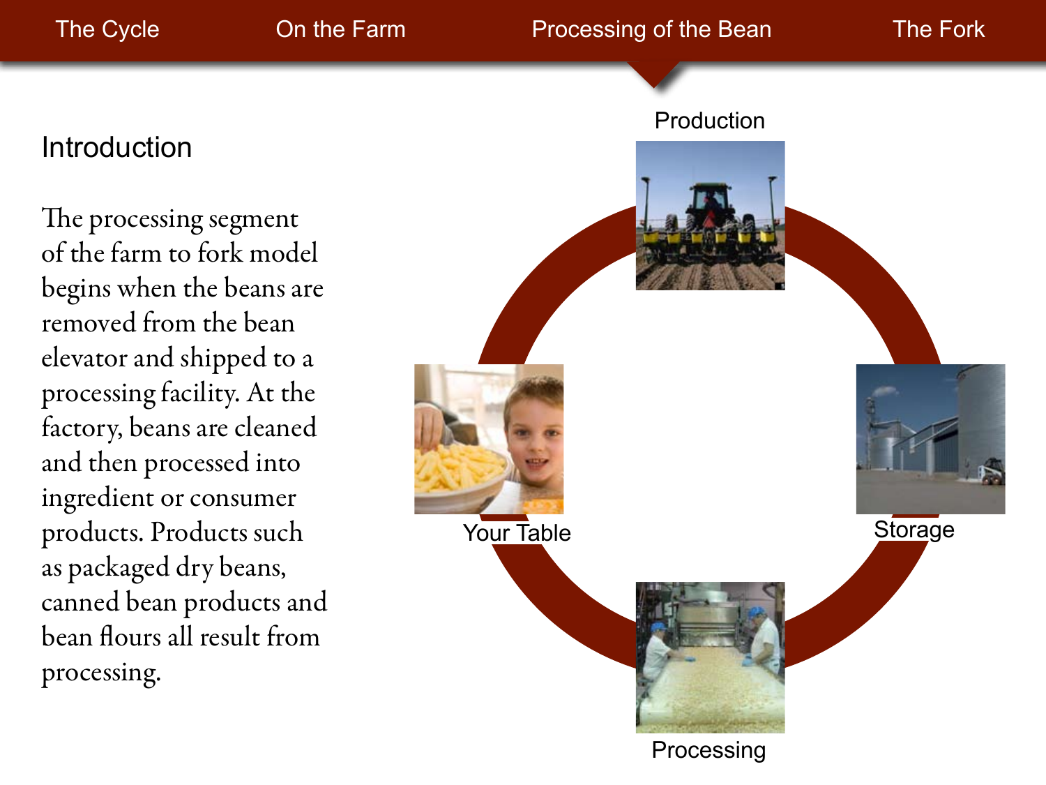The Cycle | On the Farm | Processing of the Bean | The Fork

## Introduction

The processing segment of the farm to fork model begins when the beans are removed from the bean elevator and shipped to a processing facility. At the factory, beans are cleaned and then processed into ingredient or consumer products. Products such as packaged dry beans, canned bean products and bean flours all result from processing.

Production

Storage

Processing

Your Table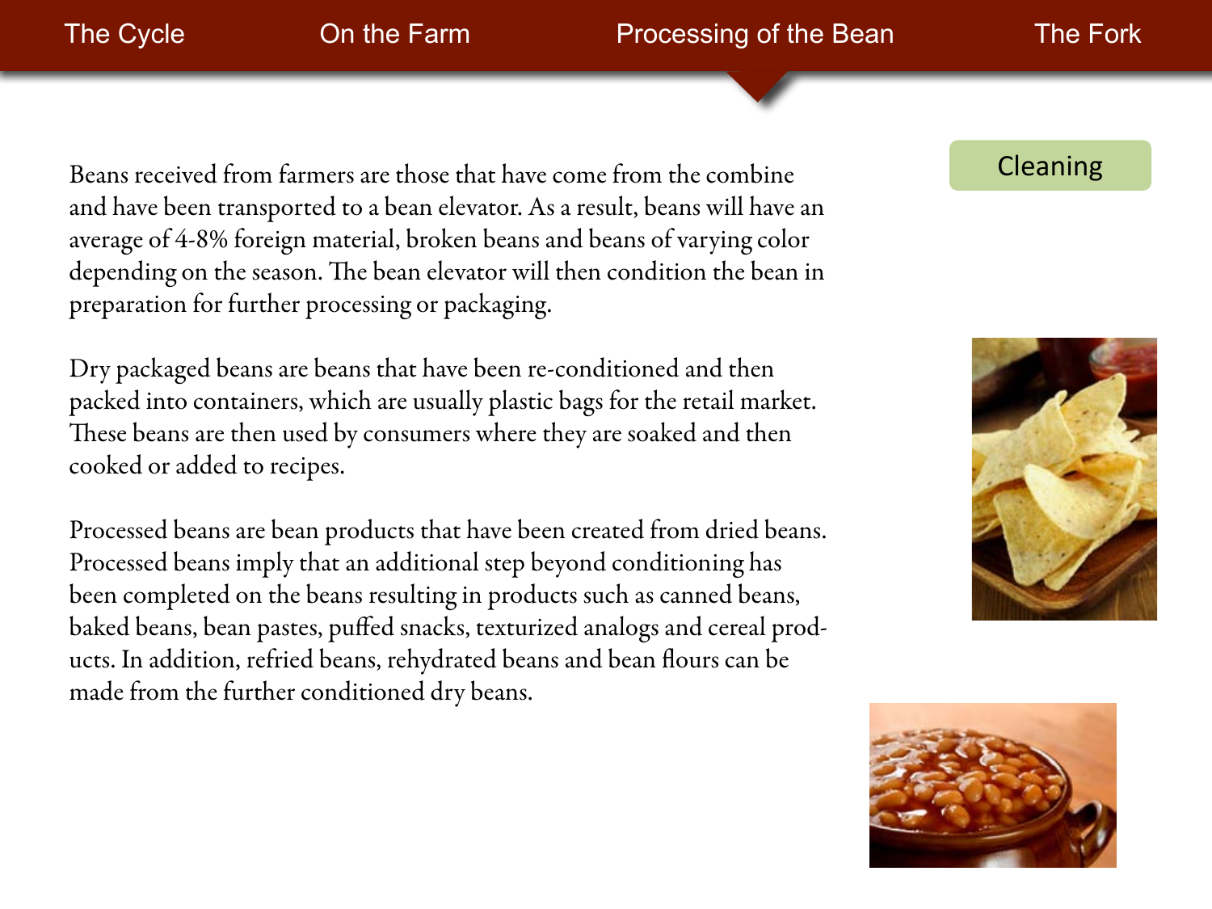The Cycle | On the Farm | Processing of the Bean | The Fork

## Cleaning

Beans received from farmers are those that have come from the combine and have been transported to a bean elevator. As a result, beans will have an average of 4-8% foreign material, broken beans and beans of varying color depending on the season. The bean elevator will then condition the bean in preparation for further processing or packaging.

Dry packaged beans are beans that have been re-conditioned and then packed into containers, which are usually plastic bags for the retail market. These beans are then used by consumers where they are soaked and then cooked or added to recipes.

Processed beans are bean products that have been created from dried beans. Processed beans imply that an additional step beyond conditioning has been completed on the beans resulting in products such as canned beans, baked beans, bean pastes, puffed snacks, texturized analogs and cereal products. In addition, refried beans, rehydrated beans and bean flours can be made from the further conditioned dry beans.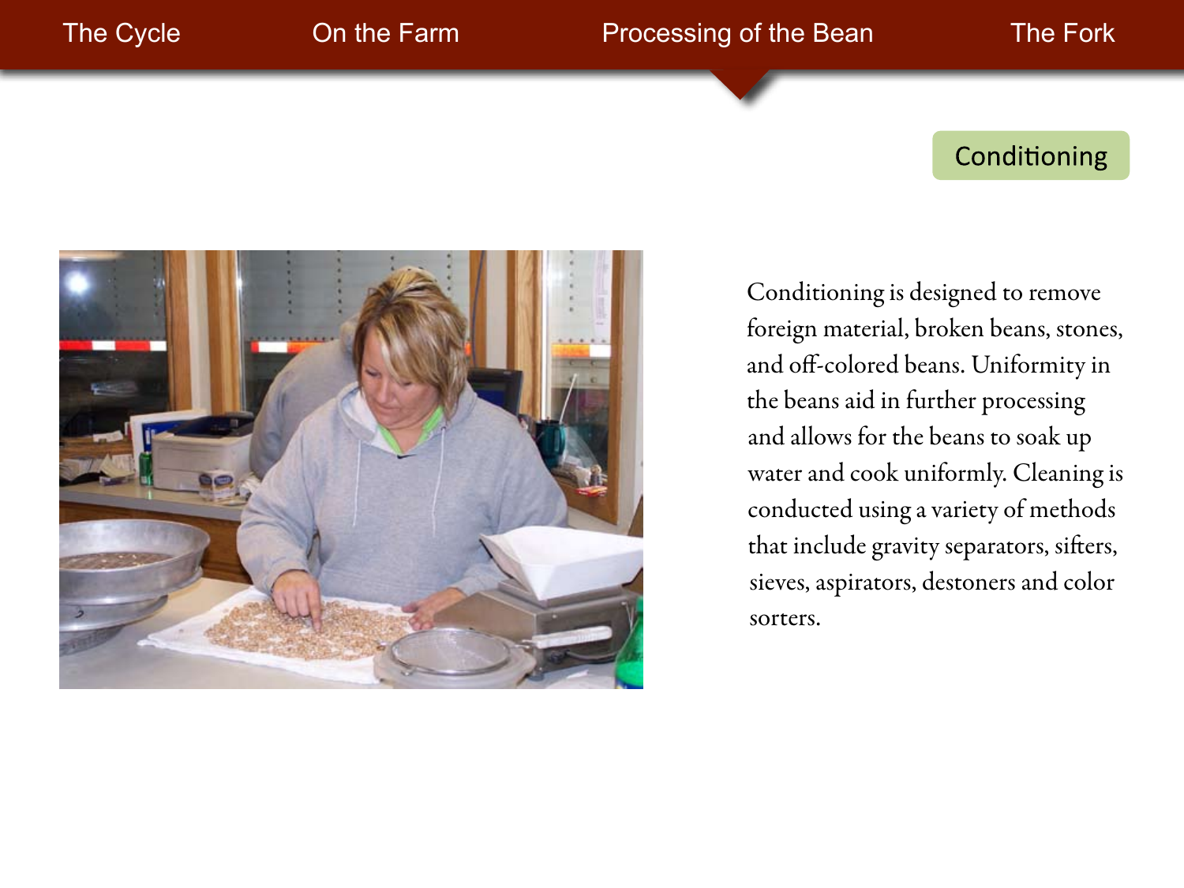The Cycle | On the Farm | Processing of the Bean | The Fork

## Conditioning

Conditioning is designed to remove foreign material, broken beans, stones, and off-colored beans. Uniformity in the beans aid in further processing and allows for the beans to soak up water and cook uniformly. Cleaning is conducted using a variety of methods that include gravity separators, sifters, sieves, aspirators, destoners and color sorters.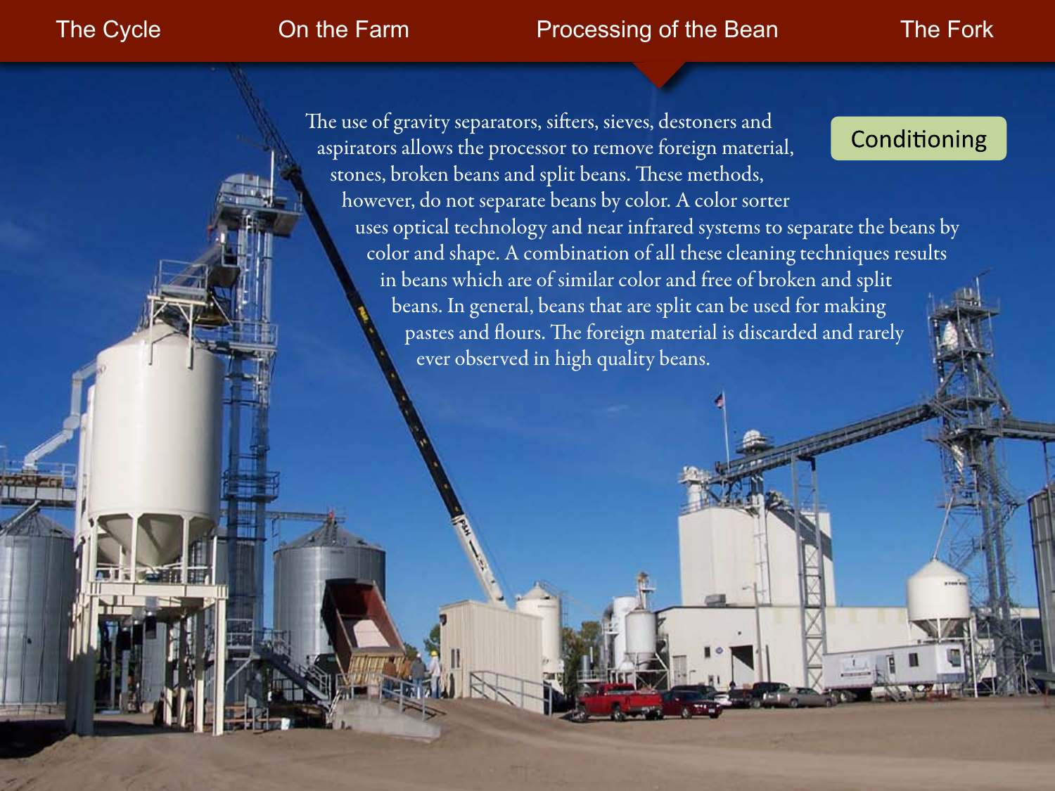The Cycle | On the Farm | Processing of the Bean | The Fork

## Conditioning

The use of gravity separators, sifters, sieves, destoners and aspirators allows the processor to remove foreign material, stones, broken beans and split beans. These methods, however, do not separate beans by color. A color sorter uses optical technology and near infrared systems to separate the beans by color and shape. A combination of all these cleaning techniques results in beans which are of similar color and free of broken and split beans. In general, beans that are split can be used for making pastes and flours. The foreign material is discarded and rarely ever observed in high quality beans.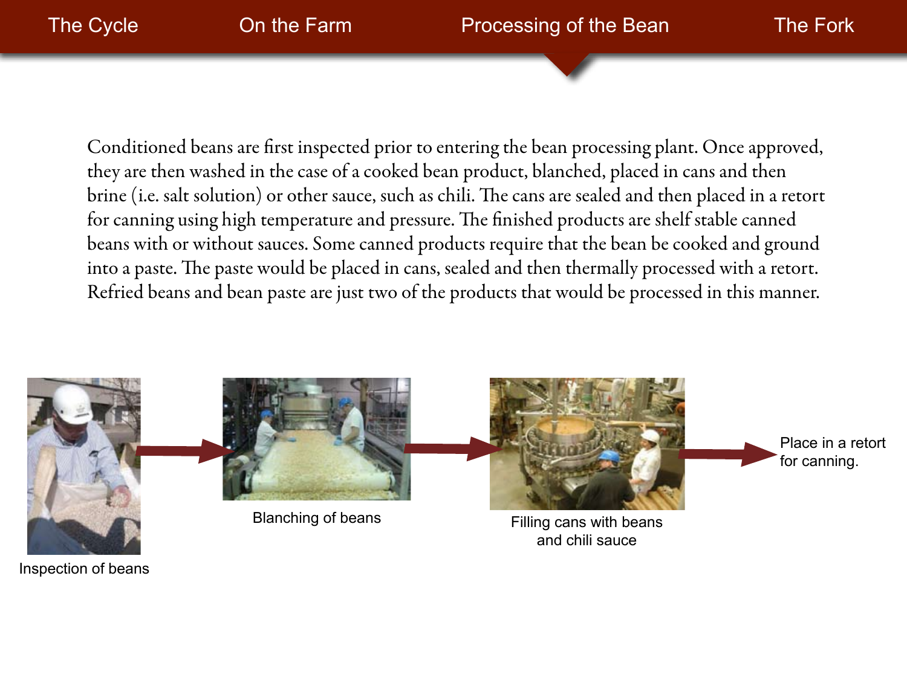The Cycle | On the Farm | Processing of the Bean | The Fork

Conditioned beans are first inspected prior to entering the bean processing plant. Once approved, they are then washed in the case of a cooked bean product, blanched, placed in cans and then brine (i.e. salt solution) or other sauce, such as chili. The cans are sealed and then placed in a retort for canning using high temperature and pressure. The finished products are shelf stable canned beans with or without sauces. Some canned products require that the bean be cooked and ground into a paste. The paste would be placed in cans, sealed and then thermally processed with a retort. Refried beans and bean paste are just two of the products that would be processed in this manner.

Inspection of beans → Blanching of beans → Filling cans with beans and chili sauce → Place in a retort for canning.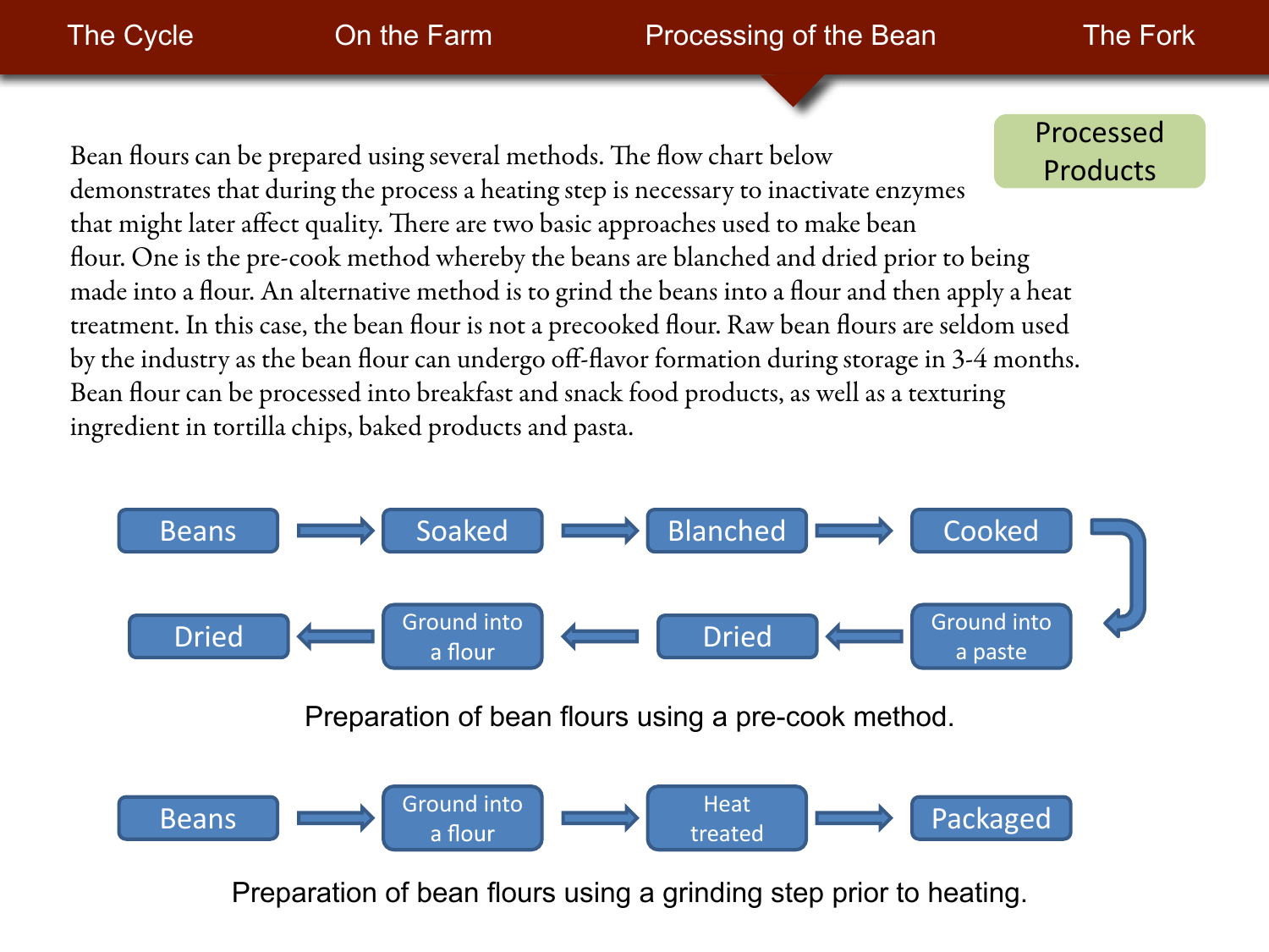The Cycle | On the Farm | **Processing of the Bean** | The Fork

Processed Products

Bean flours can be prepared using several methods. The flow chart below demonstrates that during the process a heating step is necessary to inactivate enzymes that might later affect quality. There are two basic approaches used to make bean flour. One is the pre-cook method whereby the beans are blanched and dried prior to being made into a flour. An alternative method is to grind the beans into a flour and then apply a heat treatment. In this case, the bean flour is not a precooked flour. Raw bean flours are seldom used by the industry as the bean flour can undergo off-flavor formation during storage in 3-4 months. Bean flour can be processed into breakfast and snack food products, as well as a texturing ingredient in tortilla chips, baked products and pasta.

Beans → Soaked → Blanched → Cooked → Ground into a paste → Dried → Ground into a flour → Dried

Preparation of bean flours using a pre-cook method.

Beans → Ground into a flour → Heat treated → Packaged

Preparation of bean flours using a grinding step prior to heating.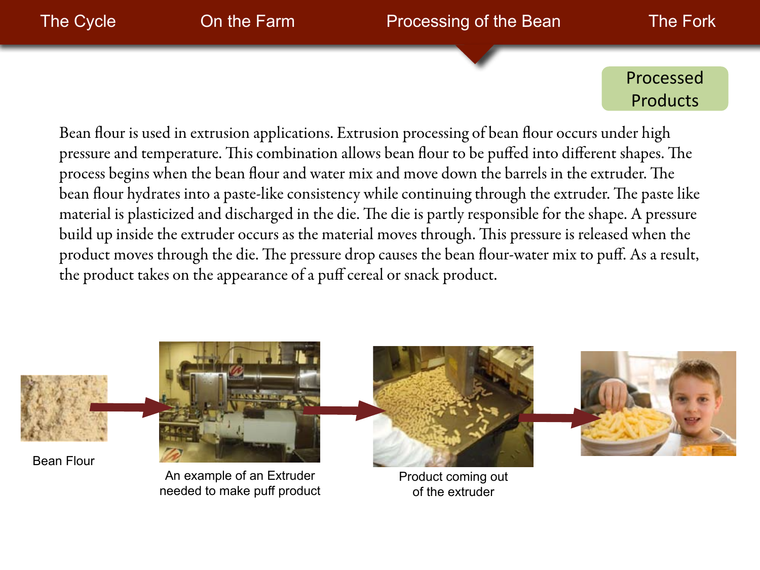The Cycle | On the Farm | Processing of the Bean | The Fork

Processed Products

Bean flour is used in extrusion applications. Extrusion processing of bean flour occurs under high pressure and temperature. This combination allows bean flour to be puffed into different shapes. The process begins when the bean flour and water mix and move down the barrels in the extruder. The bean flour hydrates into a paste-like consistency while continuing through the extruder. The paste like material is plasticized and discharged in the die. The die is partly responsible for the shape. A pressure build up inside the extruder occurs as the material moves through. This pressure is released when the product moves through the die. The pressure drop causes the bean flour-water mix to puff. As a result, the product takes on the appearance of a puff cereal or snack product.

Bean Flour

An example of an Extruder needed to make puff product

Product coming out of the extruder